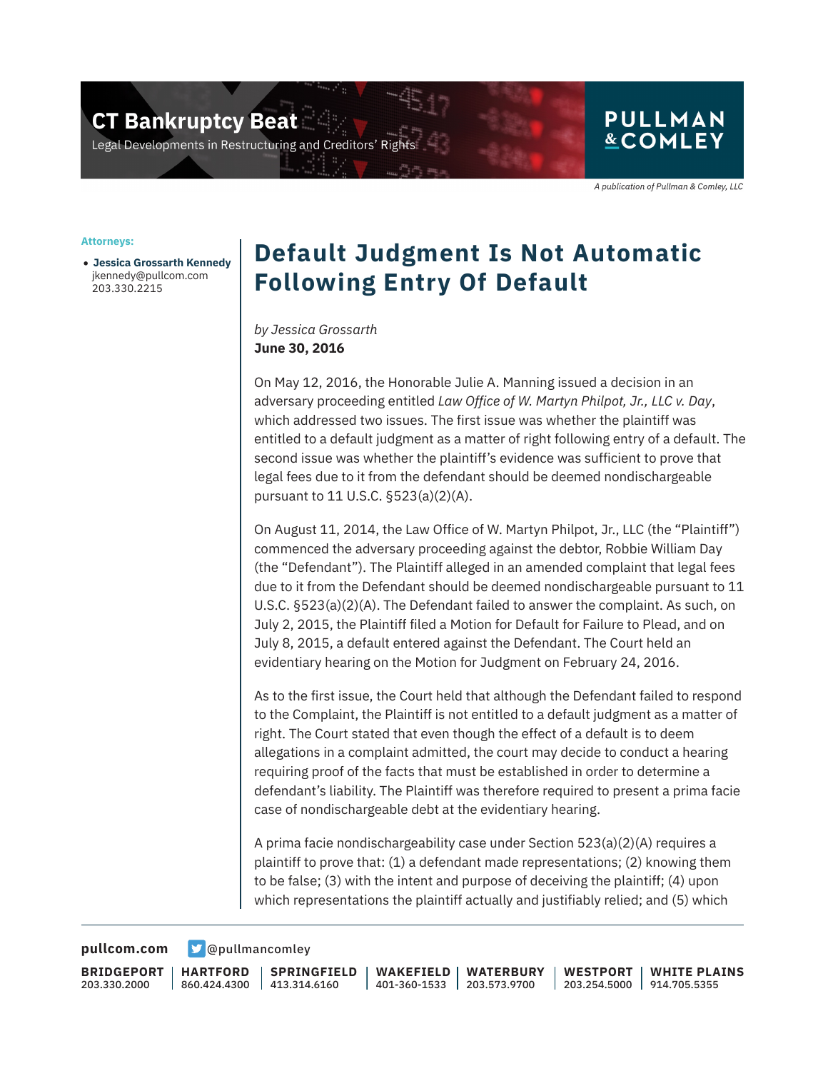# CT Bankruptcy Beat

Legal Developments in Restructuring and Creditors' Rights

PULLMAN & COMLEY

*A publication of Pullman & Comley, LLC*

**Attorneys:**

- **Jessica Grossarth Kennedy**
  jkennedy@pullcom.com
  203.330.2215

## Default Judgment Is Not Automatic Following Entry Of Default

*by Jessica Grossarth*
**June 30, 2016**

On May 12, 2016, the Honorable Julie A. Manning issued a decision in an adversary proceeding entitled *Law Office of W. Martyn Philpot, Jr., LLC v. Day*, which addressed two issues. The first issue was whether the plaintiff was entitled to a default judgment as a matter of right following entry of a default. The second issue was whether the plaintiff's evidence was sufficient to prove that legal fees due to it from the defendant should be deemed nondischargeable pursuant to 11 U.S.C. §523(a)(2)(A).

On August 11, 2014, the Law Office of W. Martyn Philpot, Jr., LLC (the "Plaintiff") commenced the adversary proceeding against the debtor, Robbie William Day (the "Defendant"). The Plaintiff alleged in an amended complaint that legal fees due to it from the Defendant should be deemed nondischargeable pursuant to 11 U.S.C. §523(a)(2)(A). The Defendant failed to answer the complaint. As such, on July 2, 2015, the Plaintiff filed a Motion for Default for Failure to Plead, and on July 8, 2015, a default entered against the Defendant. The Court held an evidentiary hearing on the Motion for Judgment on February 24, 2016.

As to the first issue, the Court held that although the Defendant failed to respond to the Complaint, the Plaintiff is not entitled to a default judgment as a matter of right. The Court stated that even though the effect of a default is to deem allegations in a complaint admitted, the court may decide to conduct a hearing requiring proof of the facts that must be established in order to determine a defendant's liability. The Plaintiff was therefore required to present a prima facie case of nondischargeable debt at the evidentiary hearing.

A prima facie nondischargeability case under Section 523(a)(2)(A) requires a plaintiff to prove that: (1) a defendant made representations; (2) knowing them to be false; (3) with the intent and purpose of deceiving the plaintiff; (4) upon which representations the plaintiff actually and justifiably relied; and (5) which

pullcom.com | @pullmancomley

BRIDGEPORT 203.330.2000 | HARTFORD 860.424.4300 | SPRINGFIELD 413.314.6160 | WAKEFIELD 401-360-1533 | WATERBURY 203.573.9700 | WESTPORT 203.254.5000 | WHITE PLAINS 914.705.5355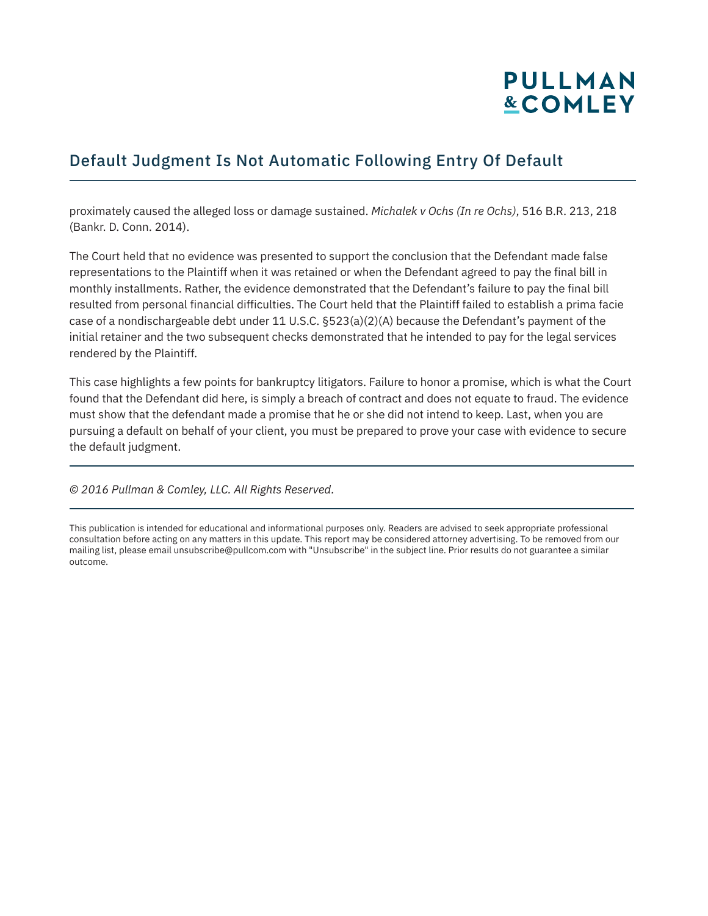proximately caused the alleged loss or damage sustained. *Michalek v Ochs (In re Ochs)*, 516 B.R. 213, 218 (Bankr. D. Conn. 2014).

The Court held that no evidence was presented to support the conclusion that the Defendant made false representations to the Plaintiff when it was retained or when the Defendant agreed to pay the final bill in monthly installments. Rather, the evidence demonstrated that the Defendant's failure to pay the final bill resulted from personal financial difficulties. The Court held that the Plaintiff failed to establish a prima facie case of a nondischargeable debt under 11 U.S.C. §523(a)(2)(A) because the Defendant's payment of the initial retainer and the two subsequent checks demonstrated that he intended to pay for the legal services rendered by the Plaintiff.

This case highlights a few points for bankruptcy litigators. Failure to honor a promise, which is what the Court found that the Defendant did here, is simply a breach of contract and does not equate to fraud. The evidence must show that the defendant made a promise that he or she did not intend to keep. Last, when you are pursuing a default on behalf of your client, you must be prepared to prove your case with evidence to secure the default judgment.

---

*© 2016 Pullman & Comley, LLC. All Rights Reserved.*

---

This publication is intended for educational and informational purposes only. Readers are advised to seek appropriate professional consultation before acting on any matters in this update. This report may be considered attorney advertising. To be removed from our mailing list, please email unsubscribe@pullcom.com with "Unsubscribe" in the subject line. Prior results do not guarantee a similar outcome.